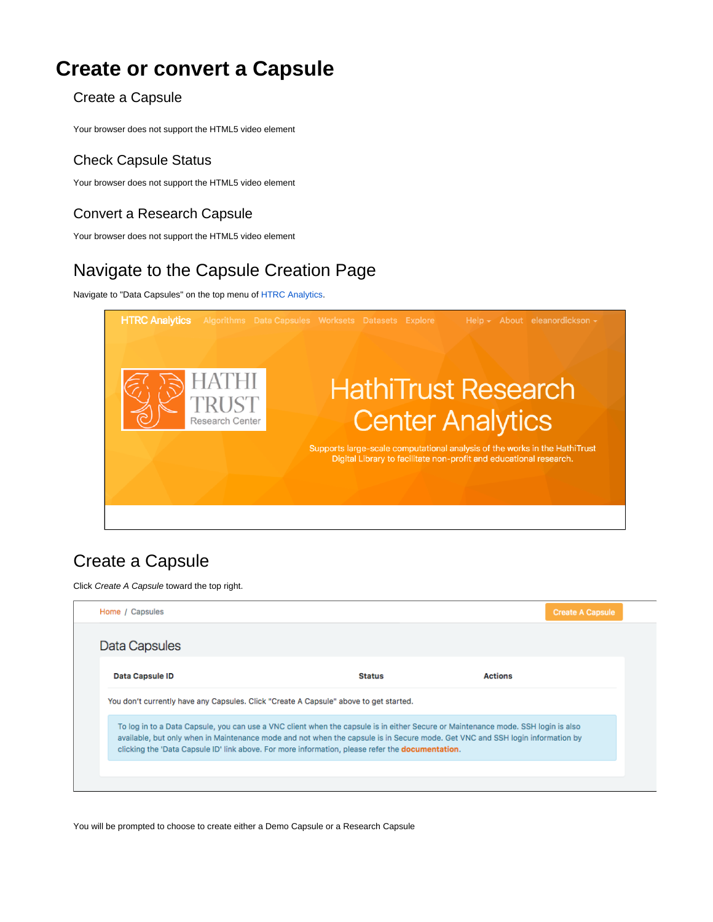# Create or convert a Capsule

## Create a Capsule

Your browser does not support the HTML5 video element

## Check Capsule Status

Your browser does not support the HTML5 video element

## Convert a Research Capsule

Your browser does not support the HTML5 video element

## Navigate to the Capsule Creation Page

Navigate to "Data Capsules" on the top menu of HTRC Analytics.

## Create a Capsule

Click *Create A Capsule* toward the top right.

You will be prompted to choose to create either a Demo Capsule or a Research Capsule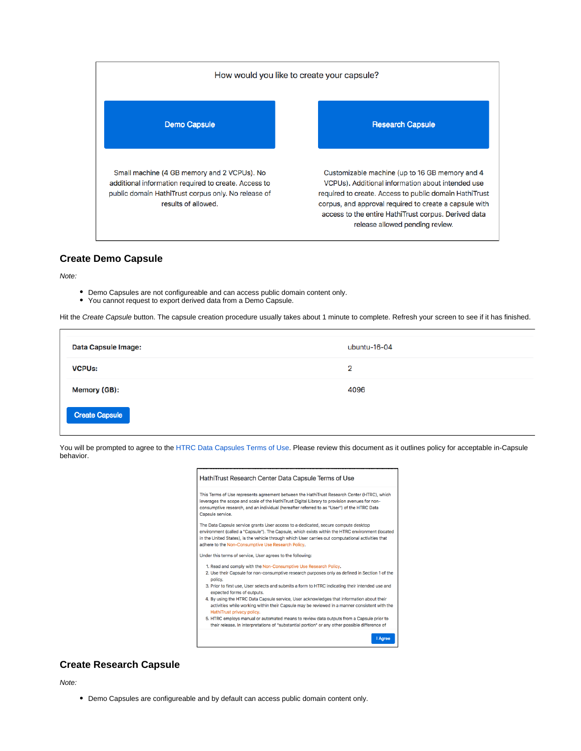How would you like to create your capsule?

| Demo Capsule | Research Capsule |
| --- | --- |
| Small machine (4 GB memory and 2 VCPUs). No additional information required to create. Access to public domain HathiTrust corpus only. No release of results of allowed. | Customizable machine (up to 16 GB memory and 4 VCPUs). Additional information about intended use required to create. Access to public domain HathiTrust corpus, and approval required to create a capsule with access to the entire HathiTrust corpus. Derived data release allowed pending review. |

## Create Demo Capsule

*Note:*

- Demo Capsules are not configureable and can access public domain content only.
- You cannot request to export derived data from a Demo Capsule.

Hit the *Create Capsule* button. The capsule creation procedure usually takes about 1 minute to complete. Refresh your screen to see if it has finished.

| | |
| --- | --- |
| **Data Capsule Image:** | ubuntu-16-04 |
| **VCPUs:** | 2 |
| **Memory (GB):** | 4096 |

Create Capsule

You will be prompted to agree to the HTRC Data Capsules Terms of Use. Please review this document as it outlines policy for acceptable in-Capsule behavior.

HathiTrust Research Center Data Capsule Terms of Use

This Terms of Use represents agreement between the HathiTrust Research Center (HTRC), which leverages the scope and scale of the HathiTrust Digital Library to provision avenues for non-consumptive research, and an individual (hereafter referred to as "User") of the HTRC Data Capsule service.

The Data Capsule service grants User access to a dedicated, secure compute desktop environment (called a "Capsule"). The Capsule, which exists within the HTRC environment (located in the United States), is the vehicle through which User carries out computational activities that adhere to the Non-Consumptive Use Research Policy.

Under this terms of service, User agrees to the following:

1. Read and comply with the Non-Consumptive Use Research Policy.
2. Use their Capsule for non-consumptive research purposes only as defined in Section 1 of the policy.
3. Prior to first use, User selects and submits a form to HTRC indicating their intended use and expected forms of outputs.
4. By using the HTRC Data Capsule service, User acknowledges that information about their activities while working within their Capsule may be reviewed in a manner consistent with the HathiTrust privacy policy.
5. HTRC employs manual or automated means to review data outputs from a Capsule prior to their release. In interpretations of "substantial portion" or any other possible difference of

I Agree

## Create Research Capsule

*Note:*

- Demo Capsules are configureable and by default can access public domain content only.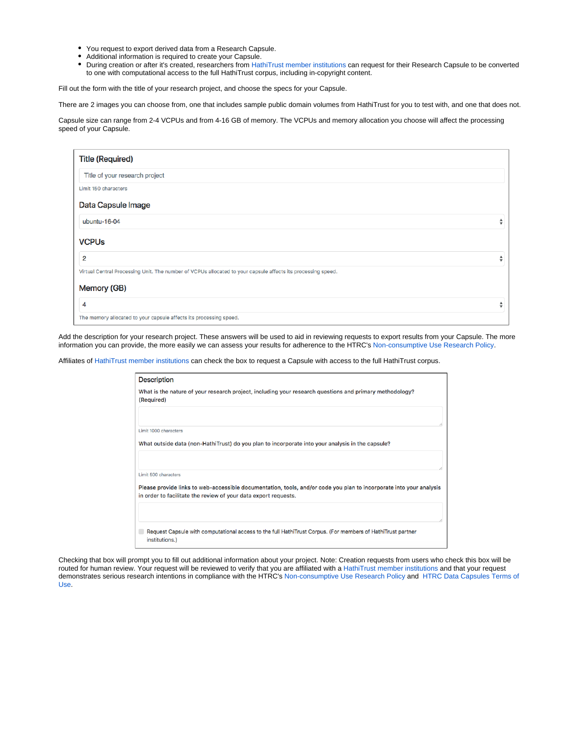- You request to export derived data from a Research Capsule.
- Additional information is required to create your Capsule.
- During creation or after it's created, researchers from HathiTrust member institutions can request for their Research Capsule to be converted to one with computational access to the full HathiTrust corpus, including in-copyright content.

Fill out the form with the title of your research project, and choose the specs for your Capsule.

There are 2 images you can choose from, one that includes sample public domain volumes from HathiTrust for you to test with, and one that does not.

Capsule size can range from 2-4 VCPUs and from 4-16 GB of memory. The VCPUs and memory allocation you choose will affect the processing speed of your Capsule.

**Title (Required)**

Title of your research project

Limit 150 characters

**Data Capsule Image**

ubuntu-16-04

**VCPUs**

2

Virtual Central Processing Unit. The number of VCPUs allocated to your capsule affects its processing speed.

**Memory (GB)**

4

The memory allocated to your capsule affects its processing speed.

Add the description for your research project. These answers will be used to aid in reviewing requests to export results from your Capsule. The more information you can provide, the more easily we can assess your results for adherence to the HTRC's Non-consumptive Use Research Policy.

Affiliates of HathiTrust member institutions can check the box to request a Capsule with access to the full HathiTrust corpus.

**Description**

What is the nature of your research project, including your research questions and primary methodology? (Required)

Limit 1000 characters

What outside data (non-HathiTrust) do you plan to incorporate into your analysis in the capsule?

Limit 500 characters

Please provide links to web-accessible documentation, tools, and/or code you plan to incorporate into your analysis in order to facilitate the review of your data export requests.

☐ Request Capsule with computational access to the full HathiTrust Corpus. (For members of HathiTrust partner institutions.)

Checking that box will prompt you to fill out additional information about your project. Note: Creation requests from users who check this box will be routed for human review. Your request will be reviewed to verify that you are affiliated with a HathiTrust member institutions and that your request demonstrates serious research intentions in compliance with the HTRC's Non-consumptive Use Research Policy and HTRC Data Capsules Terms of Use.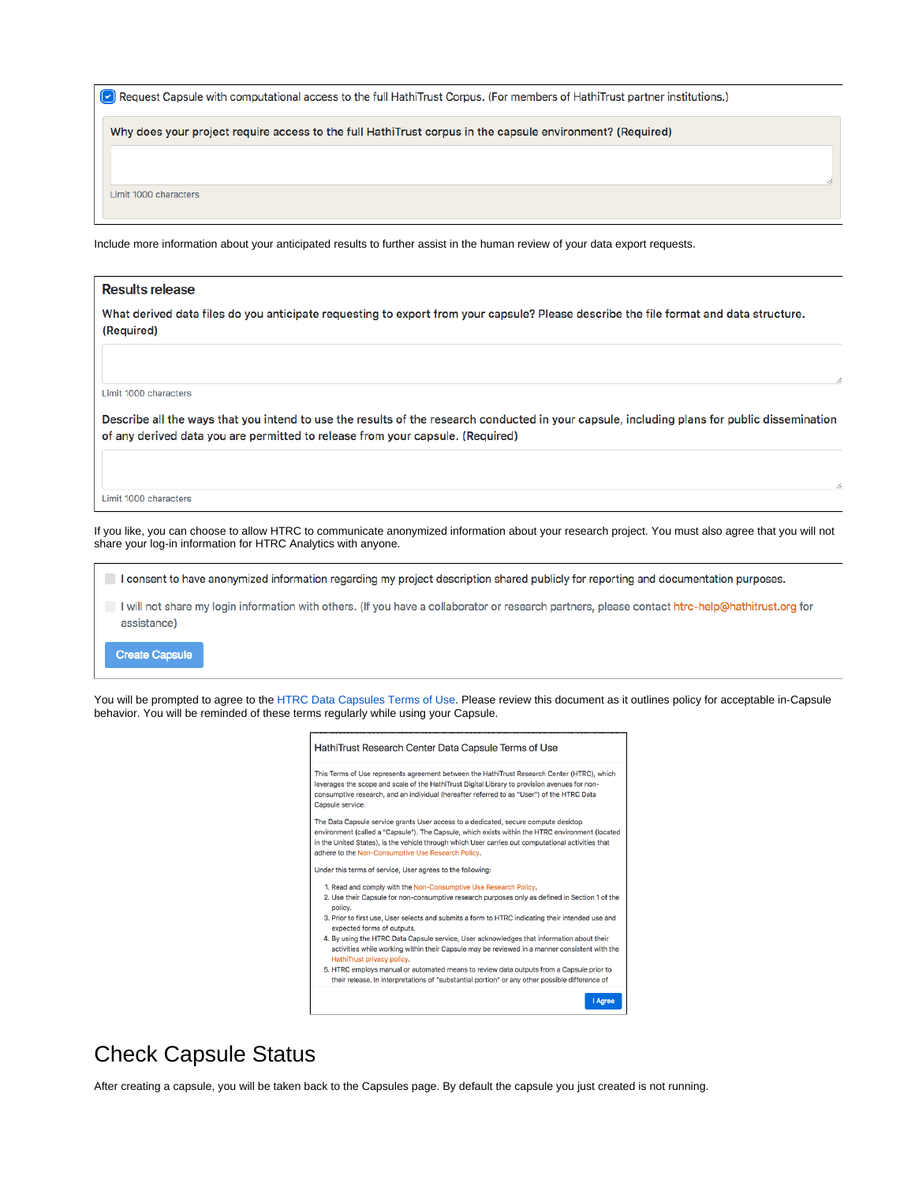☑ Request Capsule with computational access to the full HathiTrust Corpus. (For members of HathiTrust partner institutions.)

**Why does your project require access to the full HathiTrust corpus in the capsule environment? (Required)**

Limit 1000 characters

Include more information about your anticipated results to further assist in the human review of your data export requests.

**Results release**

**What derived data files do you anticipate requesting to export from your capsule? Please describe the file format and data structure. (Required)**

Limit 1000 characters

**Describe all the ways that you intend to use the results of the research conducted in your capsule, including plans for public dissemination of any derived data you are permitted to release from your capsule. (Required)**

Limit 1000 characters

If you like, you can choose to allow HTRC to communicate anonymized information about your research project. You must also agree that you will not share your log-in information for HTRC Analytics with anyone.

☐ I consent to have anonymized information regarding my project description shared publicly for reporting and documentation purposes.

☐ I will not share my login information with others. (If you have a collaborator or research partners, please contact htrc-help@hathitrust.org for assistance)

**Create Capsule**

You will be prompted to agree to the HTRC Data Capsules Terms of Use. Please review this document as it outlines policy for acceptable in-Capsule behavior. You will be reminded of these terms regularly while using your Capsule.

**HathiTrust Research Center Data Capsule Terms of Use**

This Terms of Use represents agreement between the HathiTrust Research Center (HTRC), which leverages the scope and scale of the HathiTrust Digital Library to provision avenues for non-consumptive research, and an individual (hereafter referred to as "User") of the HTRC Data Capsule service.

The Data Capsule service grants User access to a dedicated, secure compute desktop environment (called a "Capsule"). The Capsule, which exists within the HTRC environment (located in the United States), is the vehicle through which User carries out computational activities that adhere to the Non-Consumptive Use Research Policy.

Under this terms of service, User agrees to the following:

1. Read and comply with the Non-Consumptive Use Research Policy.
2. Use their Capsule for non-consumptive research purposes only as defined in Section 1 of the policy.
3. Prior to first use, User selects and submits a form to HTRC indicating their intended use and expected forms of outputs.
4. By using the HTRC Data Capsule service, User acknowledges that information about their activities while working within their Capsule may be reviewed in a manner consistent with the HathiTrust privacy policy.
5. HTRC employs manual or automated means to review data outputs from a Capsule prior to their release. In interpretations of "substantial portion" or any other possible difference of

**I Agree**

# Check Capsule Status

After creating a capsule, you will be taken back to the Capsules page. By default the capsule you just created is not running.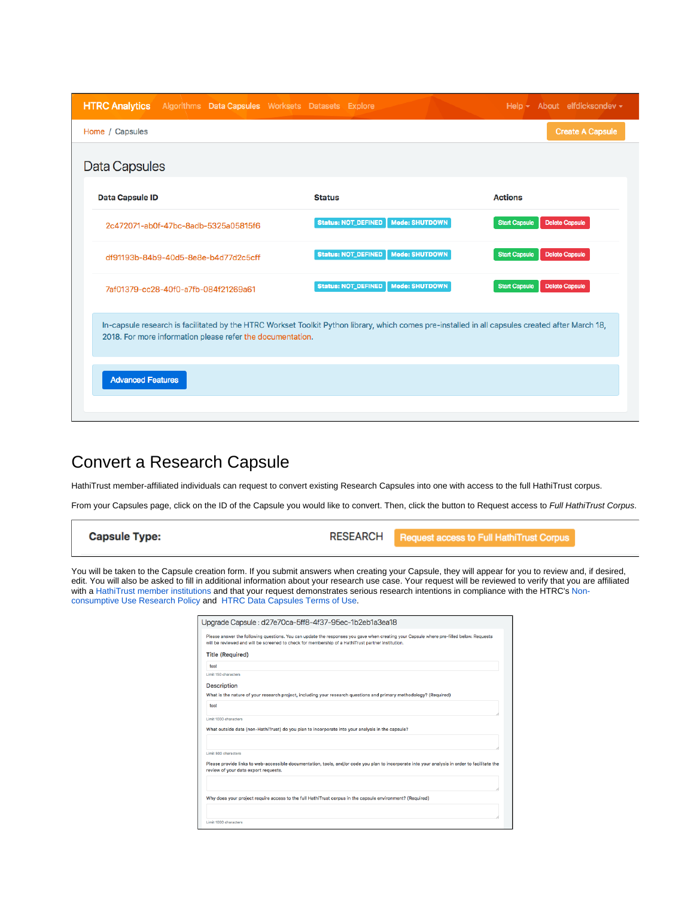HTRC Analytics Algorithms Data Capsules Worksets Datasets Explore Help About elfdicksondev

Home / Capsules Create A Capsule

## Data Capsules

| Data Capsule ID | Status | Actions |
| --- | --- | --- |
| 2c472071-ab0f-47bc-8adb-5325a05815f6 | Status: NOT_DEFINED Mode: SHUTDOWN | Start Capsule Delete Capsule |
| df91193b-84b9-40d5-8e8e-b4d77d2c5cff | Status: NOT_DEFINED Mode: SHUTDOWN | Start Capsule Delete Capsule |
| 7af01379-cc28-40f0-a7fb-084f21269a61 | Status: NOT_DEFINED Mode: SHUTDOWN | Start Capsule Delete Capsule |

In-capsule research is facilitated by the HTRC Workset Toolkit Python library, which comes pre-installed in all capsules created after March 18, 2018. For more information please refer the documentation.

Advanced Features

# Convert a Research Capsule

HathiTrust member-affiliated individuals can request to convert existing Research Capsules into one with access to the full HathiTrust corpus.

From your Capsules page, click on the ID of the Capsule you would like to convert. Then, click the button to Request access to *Full HathiTrust Corpus*.

**Capsule Type:** RESEARCH Request access to Full HathiTrust Corpus

You will be taken to the Capsule creation form. If you submit answers when creating your Capsule, they will appear for you to review and, if desired, edit. You will also be asked to fill in additional information about your research use case. Your request will be reviewed to verify that you are affiliated with a HathiTrust member institutions and that your request demonstrates serious research intentions in compliance with the HTRC's Non-consumptive Use Research Policy and HTRC Data Capsules Terms of Use.

Upgrade Capsule : d27e70ca-5ff8-4f37-95ec-1b2eb1a3ea18

Please answer the following questions. You can update the responses you gave when creating your Capsule where pre-filled below. Requests will be reviewed and will be screened to check for membership of a HathiTrust partner institution.

Title (Required)

test

Limit 150 characters

Description

What is the nature of your research project, including your research questions and primary methodology? (Required)

test

Limit 1000 characters

What outside data (non-HathiTrust) do you plan to incorporate into your analysis in the capsule?

Limit 500 characters

Please provide links to web-accessible documentation, tools, and/or code you plan to incorporate into your analysis in order to facilitate the review of your data export requests.

Why does your project require access to the full HathiTrust corpus in the capsule environment? (Required)

Limit 1000 characters